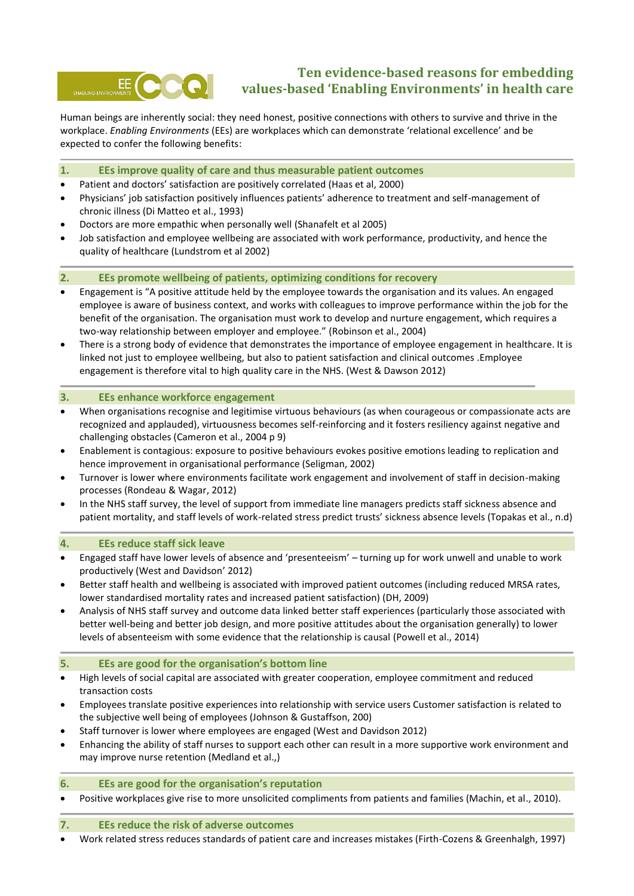# Ten evidence-based reasons for embedding values-based 'Enabling Environments' in health care

Human beings are inherently social: they need honest, positive connections with others to survive and thrive in the workplace. *Enabling Environments* (EEs) are workplaces which can demonstrate 'relational excellence' and be expected to confer the following benefits:

## 1. EEs improve quality of care and thus measurable patient outcomes

- Patient and doctors' satisfaction are positively correlated (Haas et al, 2000)
- Physicians' job satisfaction positively influences patients' adherence to treatment and self-management of chronic illness (Di Matteo et al., 1993)
- Doctors are more empathic when personally well (Shanafelt et al 2005)
- Job satisfaction and employee wellbeing are associated with work performance, productivity, and hence the quality of healthcare (Lundstrom et al 2002)

## 2. EEs promote wellbeing of patients, optimizing conditions for recovery

- Engagement is "A positive attitude held by the employee towards the organisation and its values. An engaged employee is aware of business context, and works with colleagues to improve performance within the job for the benefit of the organisation. The organisation must work to develop and nurture engagement, which requires a two-way relationship between employer and employee." (Robinson et al., 2004)
- There is a strong body of evidence that demonstrates the importance of employee engagement in healthcare. It is linked not just to employee wellbeing, but also to patient satisfaction and clinical outcomes .Employee engagement is therefore vital to high quality care in the NHS. (West & Dawson 2012)

## 3. EEs enhance workforce engagement

- When organisations recognise and legitimise virtuous behaviours (as when courageous or compassionate acts are recognized and applauded), virtuousness becomes self-reinforcing and it fosters resiliency against negative and challenging obstacles (Cameron et al., 2004 p 9)
- Enablement is contagious: exposure to positive behaviours evokes positive emotions leading to replication and hence improvement in organisational performance (Seligman, 2002)
- Turnover is lower where environments facilitate work engagement and involvement of staff in decision-making processes (Rondeau & Wagar, 2012)
- In the NHS staff survey, the level of support from immediate line managers predicts staff sickness absence and patient mortality, and staff levels of work-related stress predict trusts' sickness absence levels (Topakas et al., n.d)

## 4. EEs reduce staff sick leave

- Engaged staff have lower levels of absence and 'presenteeism' – turning up for work unwell and unable to work productively (West and Davidson' 2012)
- Better staff health and wellbeing is associated with improved patient outcomes (including reduced MRSA rates, lower standardised mortality rates and increased patient satisfaction) (DH, 2009)
- Analysis of NHS staff survey and outcome data linked better staff experiences (particularly those associated with better well-being and better job design, and more positive attitudes about the organisation generally) to lower levels of absenteeism with some evidence that the relationship is causal (Powell et al., 2014)

## 5. EEs are good for the organisation's bottom line

- High levels of social capital are associated with greater cooperation, employee commitment and reduced transaction costs
- Employees translate positive experiences into relationship with service users Customer satisfaction is related to the subjective well being of employees (Johnson & Gustaffson, 200)
- Staff turnover is lower where employees are engaged (West and Davidson 2012)
- Enhancing the ability of staff nurses to support each other can result in a more supportive work environment and may improve nurse retention (Medland et al.,)

## 6. EEs are good for the organisation's reputation

- Positive workplaces give rise to more unsolicited compliments from patients and families (Machin, et al., 2010).

## 7. EEs reduce the risk of adverse outcomes

- Work related stress reduces standards of patient care and increases mistakes (Firth-Cozens & Greenhalgh, 1997)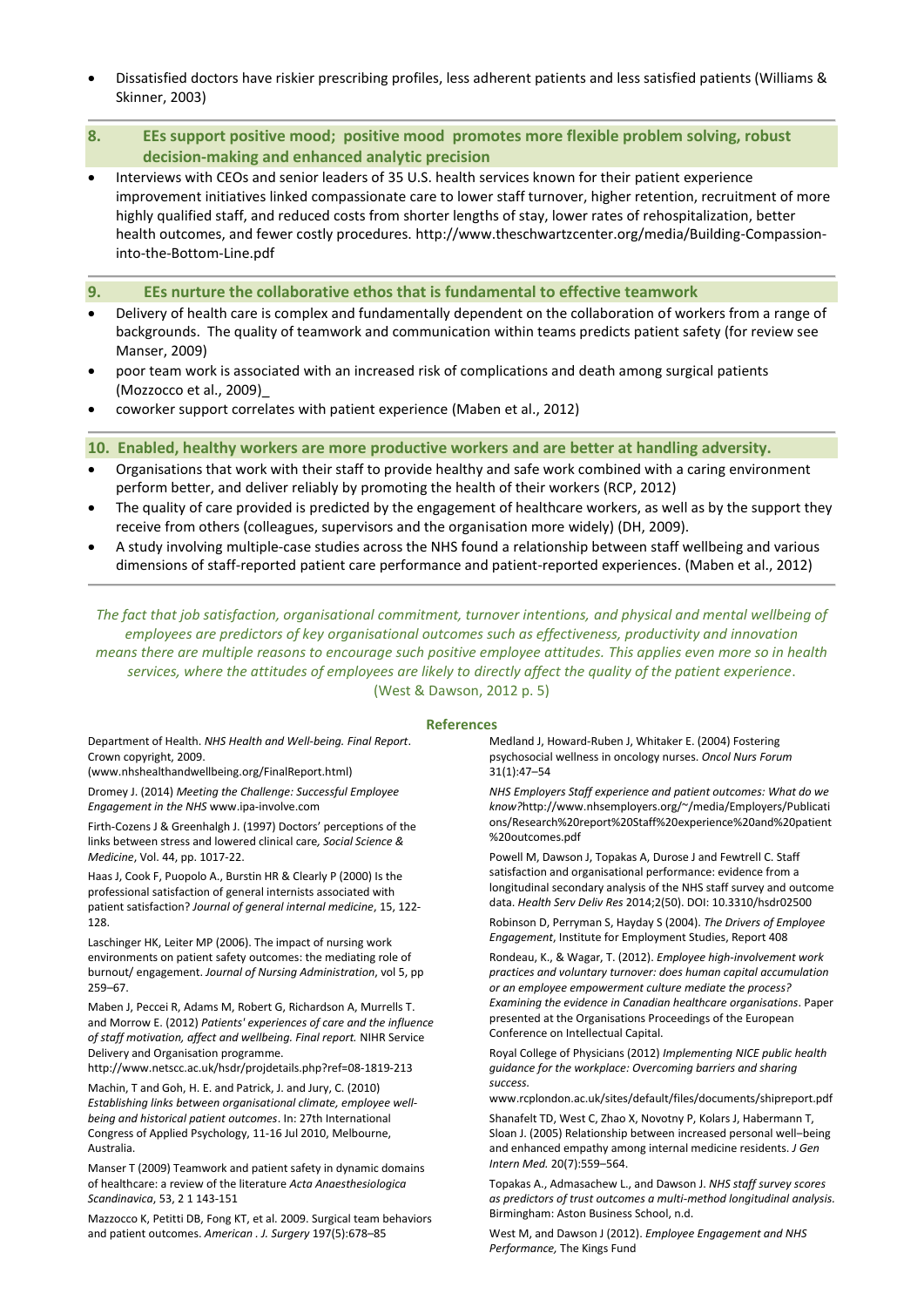- Dissatisfied doctors have riskier prescribing profiles, less adherent patients and less satisfied patients (Williams & Skinner, 2003)

## 8. EEs support positive mood; positive mood promotes more flexible problem solving, robust decision-making and enhanced analytic precision

- Interviews with CEOs and senior leaders of 35 U.S. health services known for their patient experience improvement initiatives linked compassionate care to lower staff turnover, higher retention, recruitment of more highly qualified staff, and reduced costs from shorter lengths of stay, lower rates of rehospitalization, better health outcomes, and fewer costly procedures. http://www.theschwartzcenter.org/media/Building-Compassion-into-the-Bottom-Line.pdf

## 9. EEs nurture the collaborative ethos that is fundamental to effective teamwork

- Delivery of health care is complex and fundamentally dependent on the collaboration of workers from a range of backgrounds. The quality of teamwork and communication within teams predicts patient safety (for review see Manser, 2009)
- poor team work is associated with an increased risk of complications and death among surgical patients (Mozzocco et al., 2009)_
- coworker support correlates with patient experience (Maben et al., 2012)

## 10. Enabled, healthy workers are more productive workers and are better at handling adversity.

- Organisations that work with their staff to provide healthy and safe work combined with a caring environment perform better, and deliver reliably by promoting the health of their workers (RCP, 2012)
- The quality of care provided is predicted by the engagement of healthcare workers, as well as by the support they receive from others (colleagues, supervisors and the organisation more widely) (DH, 2009).
- A study involving multiple-case studies across the NHS found a relationship between staff wellbeing and various dimensions of staff-reported patient care performance and patient-reported experiences. (Maben et al., 2012)

*The fact that job satisfaction, organisational commitment, turnover intentions, and physical and mental wellbeing of employees are predictors of key organisational outcomes such as effectiveness, productivity and innovation means there are multiple reasons to encourage such positive employee attitudes. This applies even more so in health services, where the attitudes of employees are likely to directly affect the quality of the patient experience.*
(West & Dawson, 2012 p. 5)

## References

Department of Health. *NHS Health and Well-being. Final Report*. Crown copyright, 2009. (www.nhshealthandwellbeing.org/FinalReport.html)

Dromey J. (2014) *Meeting the Challenge: Successful Employee Engagement in the NHS* www.ipa-involve.com

Firth-Cozens J & Greenhalgh J. (1997) Doctors' perceptions of the links between stress and lowered clinical care, *Social Science & Medicine*, Vol. 44, pp. 1017-22.

Haas J, Cook F, Puopolo A., Burstin HR & Clearly P (2000) Is the professional satisfaction of general internists associated with patient satisfaction? *Journal of general internal medicine*, 15, 122-128.

Laschinger HK, Leiter MP (2006). The impact of nursing work environments on patient safety outcomes: the mediating role of burnout/ engagement. *Journal of Nursing Administration*, vol 5, pp 259–67.

Maben J, Peccei R, Adams M, Robert G, Richardson A, Murrells T. and Morrow E. (2012) *Patients' experiences of care and the influence of staff motivation, affect and wellbeing. Final report.* NIHR Service Delivery and Organisation programme. http://www.netscc.ac.uk/hsdr/projdetails.php?ref=08-1819-213

Machin, T and Goh, H. E. and Patrick, J. and Jury, C. (2010) *Establishing links between organisational climate, employee well-being and historical patient outcomes*. In: 27th International Congress of Applied Psychology, 11-16 Jul 2010, Melbourne, Australia.

Manser T (2009) Teamwork and patient safety in dynamic domains of healthcare: a review of the literature *Acta Anaesthesiologica Scandinavica*, 53, 2 1 143-151

Mazzocco K, Petitti DB, Fong KT, et al. 2009. Surgical team behaviors and patient outcomes. *American . J. Surgery* 197(5):678–85

Medland J, Howard-Ruben J, Whitaker E. (2004) Fostering psychosocial wellness in oncology nurses. *Oncol Nurs Forum* 31(1):47–54

*NHS Employers Staff experience and patient outcomes: What do we know?*http://www.nhsemployers.org/~/media/Employers/Publications/Research%20report%20Staff%20experience%20and%20patient%20outcomes.pdf

Powell M, Dawson J, Topakas A, Durose J and Fewtrell C. Staff satisfaction and organisational performance: evidence from a longitudinal secondary analysis of the NHS staff survey and outcome data. *Health Serv Deliv Res* 2014;2(50). DOI: 10.3310/hsdr02500

Robinson D, Perryman S, Hayday S (2004). *The Drivers of Employee Engagement*, Institute for Employment Studies, Report 408

Rondeau, K., & Wagar, T. (2012). *Employee high-involvement work practices and voluntary turnover: does human capital accumulation or an employee empowerment culture mediate the process? Examining the evidence in Canadian healthcare organisations*. Paper presented at the Organisations Proceedings of the European Conference on Intellectual Capital.

Royal College of Physicians (2012) *Implementing NICE public health guidance for the workplace: Overcoming barriers and sharing success.* www.rcplondon.ac.uk/sites/default/files/documents/shipreport.pdf

Shanafelt TD, West C, Zhao X, Novotny P, Kolars J, Habermann T, Sloan J. (2005) Relationship between increased personal well–being and enhanced empathy among internal medicine residents. *J Gen Intern Med.* 20(7):559–564.

Topakas A., Admasachew L., and Dawson J. *NHS staff survey scores as predictors of trust outcomes a multi-method longitudinal analysis.* Birmingham: Aston Business School, n.d.

West M, and Dawson J (2012). *Employee Engagement and NHS Performance,* The Kings Fund